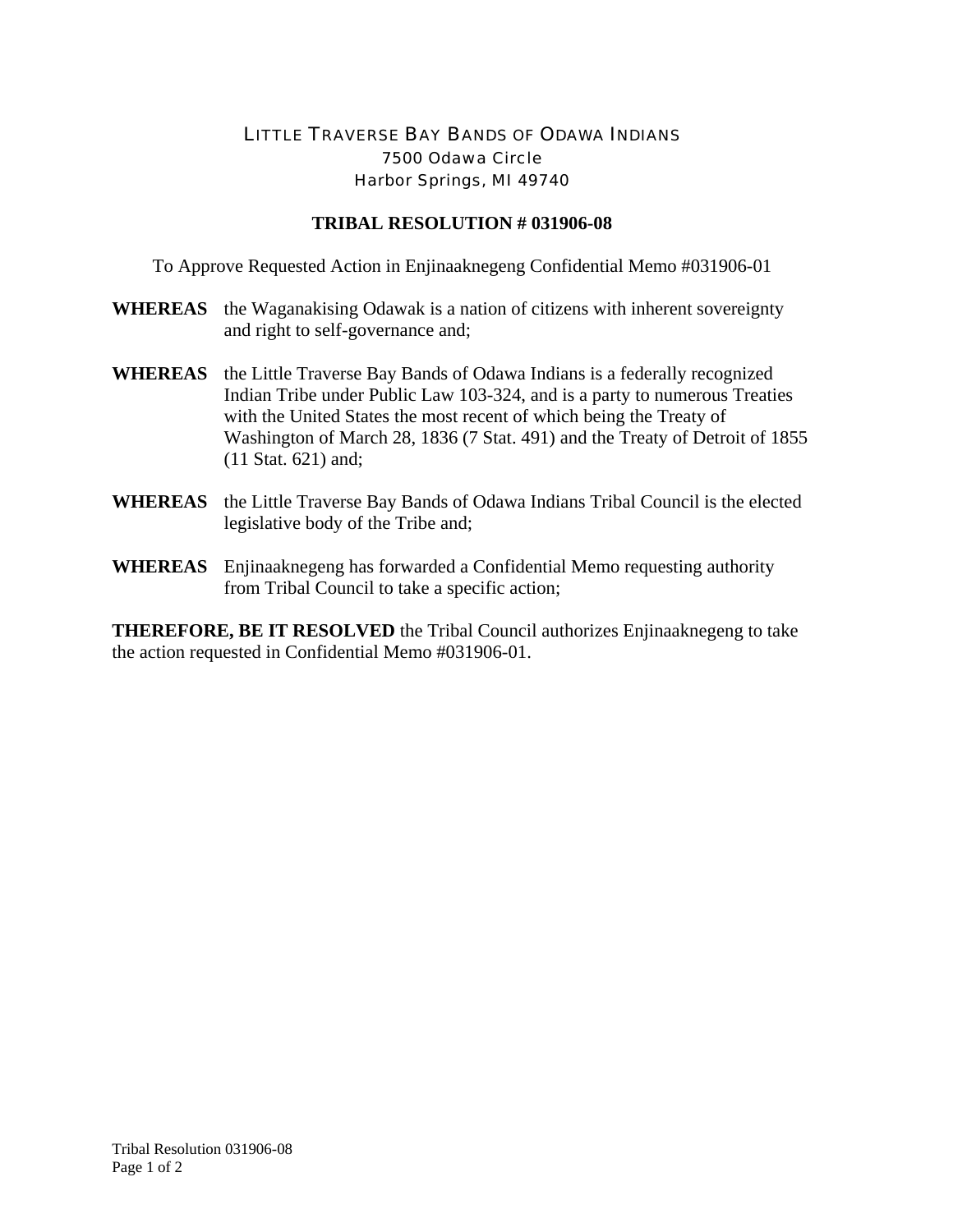# LITTLE TRAVERSE BAY BANDS OF ODAWA INDIANS

7500 Odawa Circle
Harbor Springs, MI 49740

## TRIBAL RESOLUTION # 031906-08

To Approve Requested Action in Enjinaaknegeng Confidential Memo #031906-01

**WHEREAS** the Waganakising Odawak is a nation of citizens with inherent sovereignty and right to self-governance and;

**WHEREAS** the Little Traverse Bay Bands of Odawa Indians is a federally recognized Indian Tribe under Public Law 103-324, and is a party to numerous Treaties with the United States the most recent of which being the Treaty of Washington of March 28, 1836 (7 Stat. 491) and the Treaty of Detroit of 1855 (11 Stat. 621) and;

**WHEREAS** the Little Traverse Bay Bands of Odawa Indians Tribal Council is the elected legislative body of the Tribe and;

**WHEREAS** Enjinaaknegeng has forwarded a Confidential Memo requesting authority from Tribal Council to take a specific action;

**THEREFORE, BE IT RESOLVED** the Tribal Council authorizes Enjinaaknegeng to take the action requested in Confidential Memo #031906-01.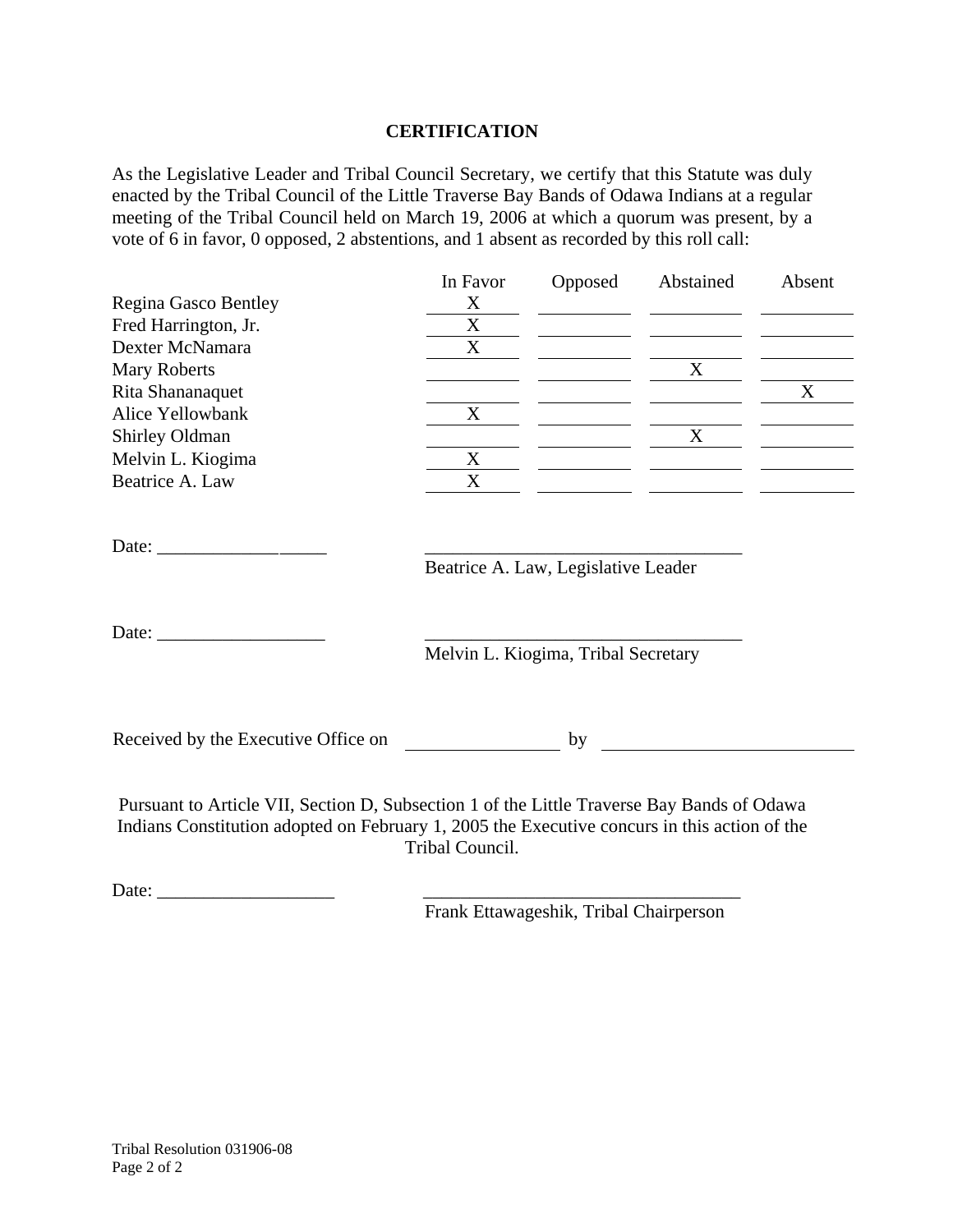## CERTIFICATION

As the Legislative Leader and Tribal Council Secretary, we certify that this Statute was duly enacted by the Tribal Council of the Little Traverse Bay Bands of Odawa Indians at a regular meeting of the Tribal Council held on March 19, 2006 at which a quorum was present, by a vote of 6 in favor, 0 opposed, 2 abstentions, and 1 absent as recorded by this roll call:

| | In Favor | Opposed | Abstained | Absent |
|---|---|---|---|---|
| Regina Gasco Bentley | X | | | |
| Fred Harrington, Jr. | X | | | |
| Dexter McNamara | X | | | |
| Mary Roberts | | | X | |
| Rita Shananaquet | | | | X |
| Alice Yellowbank | X | | | |
| Shirley Oldman | | | X | |
| Melvin L. Kiogima | X | | | |
| Beatrice A. Law | X | | | |

Date: __________________ __________________________________
Beatrice A. Law, Legislative Leader

Date: __________________ __________________________________
Melvin L. Kiogima, Tribal Secretary

Received by the Executive Office on ________________ by ___________________________

Pursuant to Article VII, Section D, Subsection 1 of the Little Traverse Bay Bands of Odawa Indians Constitution adopted on February 1, 2005 the Executive concurs in this action of the Tribal Council.

Date: ___________________ __________________________________
Frank Ettawageshik, Tribal Chairperson

Tribal Resolution 031906-08